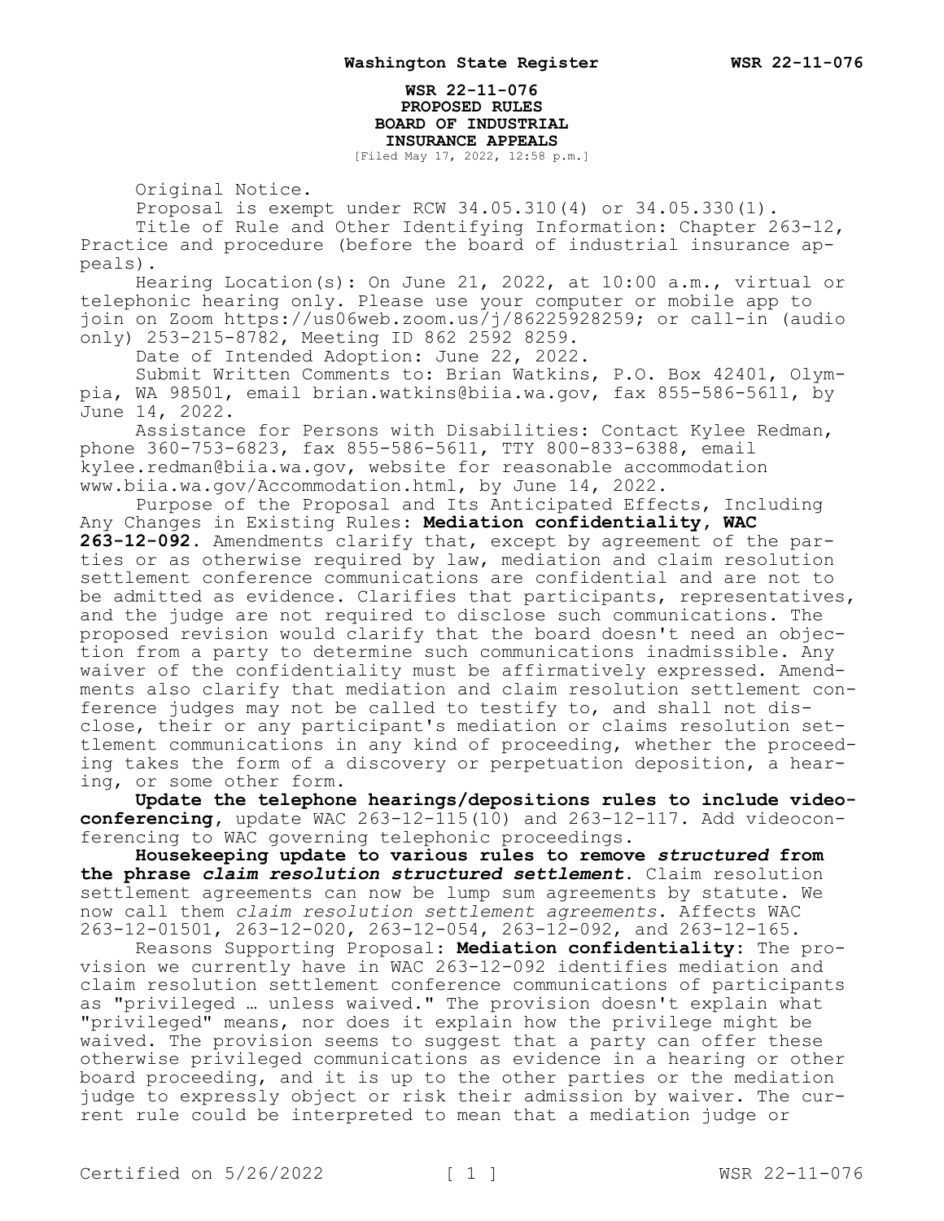**WSR 22-11-076**
**PROPOSED RULES**
**BOARD OF INDUSTRIAL INSURANCE APPEALS**
[Filed May 17, 2022, 12:58 p.m.]

Original Notice.

Proposal is exempt under RCW 34.05.310(4) or 34.05.330(1).

Title of Rule and Other Identifying Information: Chapter 263-12, Practice and procedure (before the board of industrial insurance appeals).

Hearing Location(s): On June 21, 2022, at 10:00 a.m., virtual or telephonic hearing only. Please use your computer or mobile app to join on Zoom https://us06web.zoom.us/j/86225928259; or call-in (audio only) 253-215-8782, Meeting ID 862 2592 8259.

Date of Intended Adoption: June 22, 2022.

Submit Written Comments to: Brian Watkins, P.O. Box 42401, Olympia, WA 98501, email brian.watkins@biia.wa.gov, fax 855-586-5611, by June 14, 2022.

Assistance for Persons with Disabilities: Contact Kylee Redman, phone 360-753-6823, fax 855-586-5611, TTY 800-833-6388, email kylee.redman@biia.wa.gov, website for reasonable accommodation www.biia.wa.gov/Accommodation.html, by June 14, 2022.

Purpose of the Proposal and Its Anticipated Effects, Including Any Changes in Existing Rules: **Mediation confidentiality, WAC 263-12-092.** Amendments clarify that, except by agreement of the parties or as otherwise required by law, mediation and claim resolution settlement conference communications are confidential and are not to be admitted as evidence. Clarifies that participants, representatives, and the judge are not required to disclose such communications. The proposed revision would clarify that the board doesn't need an objection from a party to determine such communications inadmissible. Any waiver of the confidentiality must be affirmatively expressed. Amendments also clarify that mediation and claim resolution settlement conference judges may not be called to testify to, and shall not disclose, their or any participant's mediation or claims resolution settlement communications in any kind of proceeding, whether the proceeding takes the form of a discovery or perpetuation deposition, a hearing, or some other form.

**Update the telephone hearings/depositions rules to include videoconferencing,** update WAC 263-12-115(10) and 263-12-117. Add videoconferencing to WAC governing telephonic proceedings.

**Housekeeping update to various rules to remove *structured* from the phrase *claim resolution structured settlement*.** Claim resolution settlement agreements can now be lump sum agreements by statute. We now call them *claim resolution settlement agreements*. Affects WAC 263-12-01501, 263-12-020, 263-12-054, 263-12-092, and 263-12-165.

Reasons Supporting Proposal: **Mediation confidentiality:** The provision we currently have in WAC 263-12-092 identifies mediation and claim resolution settlement conference communications of participants as "privileged … unless waived." The provision doesn't explain what "privileged" means, nor does it explain how the privilege might be waived. The provision seems to suggest that a party can offer these otherwise privileged communications as evidence in a hearing or other board proceeding, and it is up to the other parties or the mediation judge to expressly object or risk their admission by waiver. The current rule could be interpreted to mean that a mediation judge or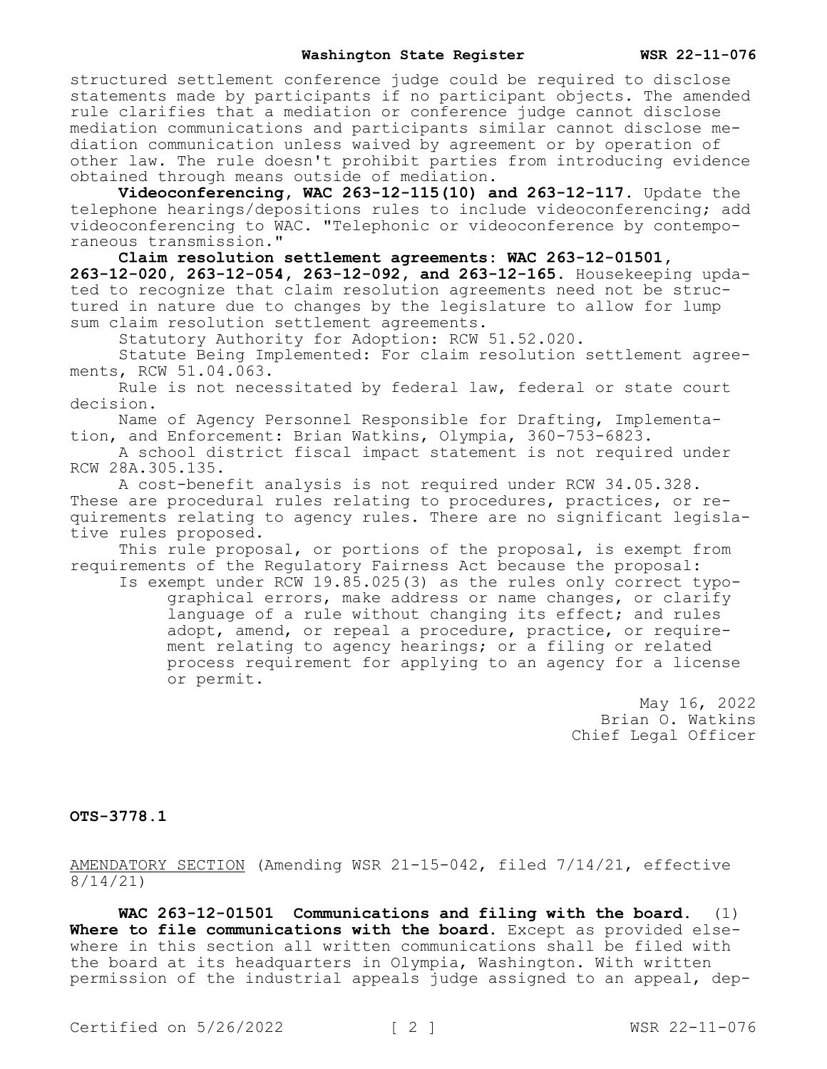structured settlement conference judge could be required to disclose statements made by participants if no participant objects. The amended rule clarifies that a mediation or conference judge cannot disclose mediation communications and participants similar cannot disclose mediation communication unless waived by agreement or by operation of other law. The rule doesn't prohibit parties from introducing evidence obtained through means outside of mediation.

**Videoconferencing, WAC 263-12-115(10) and 263-12-117.** Update the telephone hearings/depositions rules to include videoconferencing; add videoconferencing to WAC. "Telephonic or videoconference by contemporaneous transmission."

**Claim resolution settlement agreements: WAC 263-12-01501, 263-12-020, 263-12-054, 263-12-092, and 263-12-165.** Housekeeping updated to recognize that claim resolution agreements need not be structured in nature due to changes by the legislature to allow for lump sum claim resolution settlement agreements.

Statutory Authority for Adoption: RCW 51.52.020.

Statute Being Implemented: For claim resolution settlement agreements, RCW 51.04.063.

Rule is not necessitated by federal law, federal or state court decision.

Name of Agency Personnel Responsible for Drafting, Implementation, and Enforcement: Brian Watkins, Olympia, 360-753-6823.

A school district fiscal impact statement is not required under RCW 28A.305.135.

A cost-benefit analysis is not required under RCW 34.05.328. These are procedural rules relating to procedures, practices, or requirements relating to agency rules. There are no significant legislative rules proposed.

This rule proposal, or portions of the proposal, is exempt from requirements of the Regulatory Fairness Act because the proposal:

Is exempt under RCW 19.85.025(3) as the rules only correct typographical errors, make address or name changes, or clarify language of a rule without changing its effect; and rules adopt, amend, or repeal a procedure, practice, or requirement relating to agency hearings; or a filing or related process requirement for applying to an agency for a license or permit.

May 16, 2022
Brian O. Watkins
Chief Legal Officer

**OTS-3778.1**

AMENDATORY SECTION (Amending WSR 21-15-042, filed 7/14/21, effective 8/14/21)

**WAC 263-12-01501 Communications and filing with the board.** (1) **Where to file communications with the board.** Except as provided elsewhere in this section all written communications shall be filed with the board at its headquarters in Olympia, Washington. With written permission of the industrial appeals judge assigned to an appeal, dep-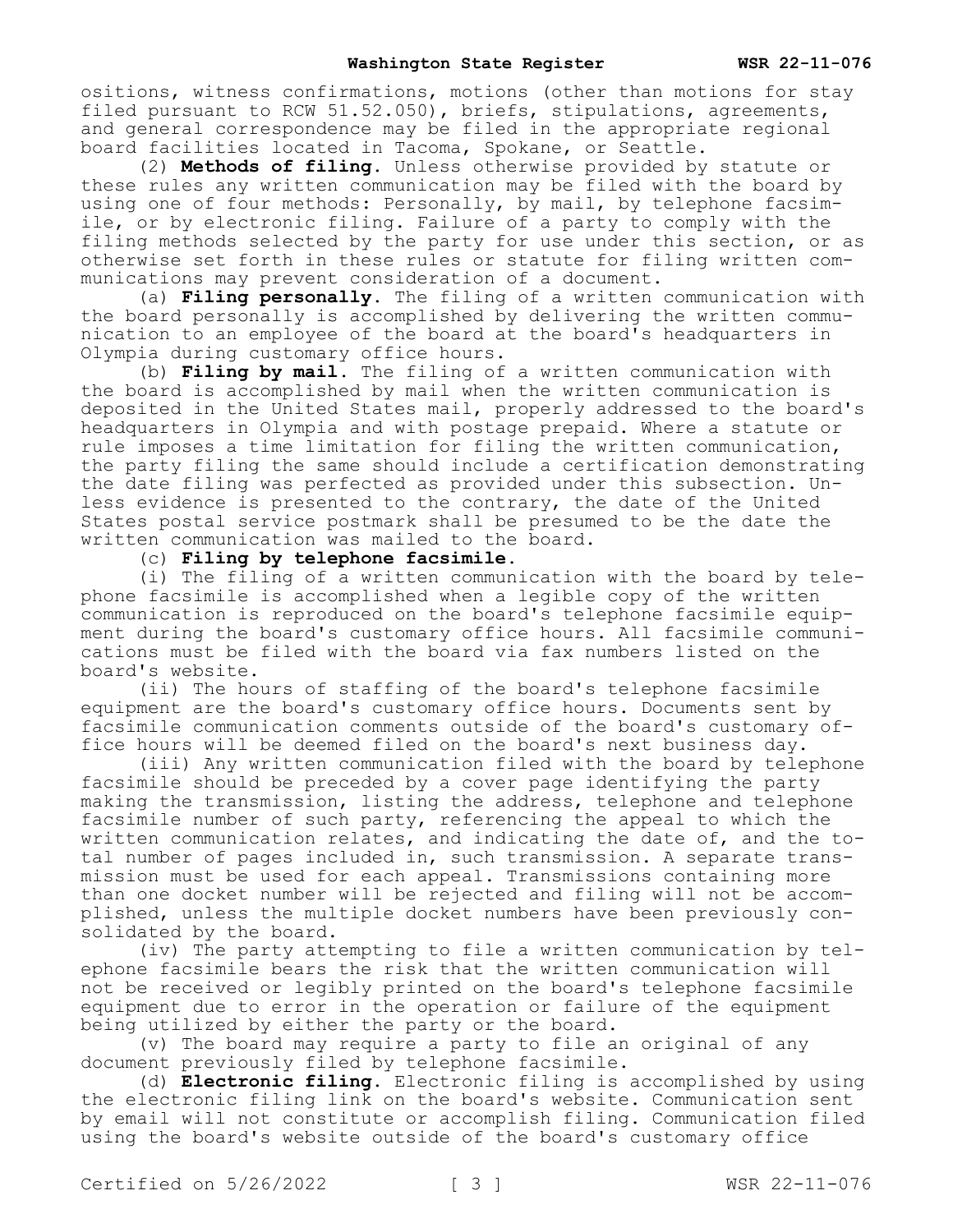ositions, witness confirmations, motions (other than motions for stay filed pursuant to RCW 51.52.050), briefs, stipulations, agreements, and general correspondence may be filed in the appropriate regional board facilities located in Tacoma, Spokane, or Seattle.

(2) **Methods of filing.** Unless otherwise provided by statute or these rules any written communication may be filed with the board by using one of four methods: Personally, by mail, by telephone facsimile, or by electronic filing. Failure of a party to comply with the filing methods selected by the party for use under this section, or as otherwise set forth in these rules or statute for filing written communications may prevent consideration of a document.

(a) **Filing personally.** The filing of a written communication with the board personally is accomplished by delivering the written communication to an employee of the board at the board's headquarters in Olympia during customary office hours.

(b) **Filing by mail.** The filing of a written communication with the board is accomplished by mail when the written communication is deposited in the United States mail, properly addressed to the board's headquarters in Olympia and with postage prepaid. Where a statute or rule imposes a time limitation for filing the written communication, the party filing the same should include a certification demonstrating the date filing was perfected as provided under this subsection. Unless evidence is presented to the contrary, the date of the United States postal service postmark shall be presumed to be the date the written communication was mailed to the board.

(c) **Filing by telephone facsimile.**

(i) The filing of a written communication with the board by telephone facsimile is accomplished when a legible copy of the written communication is reproduced on the board's telephone facsimile equipment during the board's customary office hours. All facsimile communications must be filed with the board via fax numbers listed on the board's website.

(ii) The hours of staffing of the board's telephone facsimile equipment are the board's customary office hours. Documents sent by facsimile communication comments outside of the board's customary office hours will be deemed filed on the board's next business day.

(iii) Any written communication filed with the board by telephone facsimile should be preceded by a cover page identifying the party making the transmission, listing the address, telephone and telephone facsimile number of such party, referencing the appeal to which the written communication relates, and indicating the date of, and the total number of pages included in, such transmission. A separate transmission must be used for each appeal. Transmissions containing more than one docket number will be rejected and filing will not be accomplished, unless the multiple docket numbers have been previously consolidated by the board.

(iv) The party attempting to file a written communication by telephone facsimile bears the risk that the written communication will not be received or legibly printed on the board's telephone facsimile equipment due to error in the operation or failure of the equipment being utilized by either the party or the board.

(v) The board may require a party to file an original of any document previously filed by telephone facsimile.

(d) **Electronic filing.** Electronic filing is accomplished by using the electronic filing link on the board's website. Communication sent by email will not constitute or accomplish filing. Communication filed using the board's website outside of the board's customary office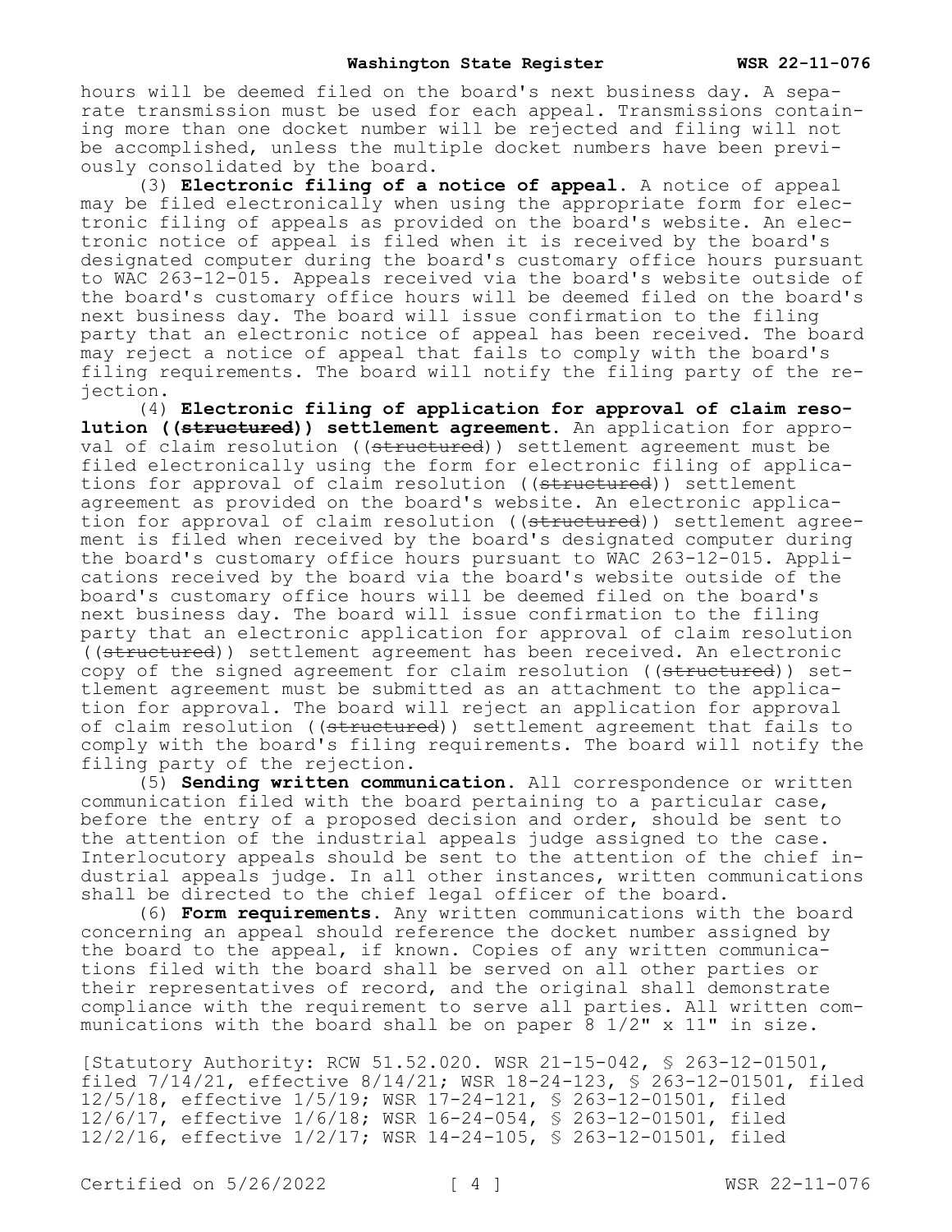hours will be deemed filed on the board's next business day. A separate transmission must be used for each appeal. Transmissions containing more than one docket number will be rejected and filing will not be accomplished, unless the multiple docket numbers have been previously consolidated by the board.

(3) **Electronic filing of a notice of appeal.** A notice of appeal may be filed electronically when using the appropriate form for electronic filing of appeals as provided on the board's website. An electronic notice of appeal is filed when it is received by the board's designated computer during the board's customary office hours pursuant to WAC 263-12-015. Appeals received via the board's website outside of the board's customary office hours will be deemed filed on the board's next business day. The board will issue confirmation to the filing party that an electronic notice of appeal has been received. The board may reject a notice of appeal that fails to comply with the board's filing requirements. The board will notify the filing party of the rejection.

(4) **Electronic filing of application for approval of claim resolution ((~~structured~~)) settlement agreement.** An application for approval of claim resolution ((~~structured~~)) settlement agreement must be filed electronically using the form for electronic filing of applications for approval of claim resolution ((~~structured~~)) settlement agreement as provided on the board's website. An electronic application for approval of claim resolution ((~~structured~~)) settlement agreement is filed when received by the board's designated computer during the board's customary office hours pursuant to WAC 263-12-015. Applications received by the board via the board's website outside of the board's customary office hours will be deemed filed on the board's next business day. The board will issue confirmation to the filing party that an electronic application for approval of claim resolution ((~~structured~~)) settlement agreement has been received. An electronic copy of the signed agreement for claim resolution ((~~structured~~)) settlement agreement must be submitted as an attachment to the application for approval. The board will reject an application for approval of claim resolution ((~~structured~~)) settlement agreement that fails to comply with the board's filing requirements. The board will notify the filing party of the rejection.

(5) **Sending written communication.** All correspondence or written communication filed with the board pertaining to a particular case, before the entry of a proposed decision and order, should be sent to the attention of the industrial appeals judge assigned to the case. Interlocutory appeals should be sent to the attention of the chief industrial appeals judge. In all other instances, written communications shall be directed to the chief legal officer of the board.

(6) **Form requirements.** Any written communications with the board concerning an appeal should reference the docket number assigned by the board to the appeal, if known. Copies of any written communications filed with the board shall be served on all other parties or their representatives of record, and the original shall demonstrate compliance with the requirement to serve all parties. All written communications with the board shall be on paper 8 1/2" x 11" in size.

[Statutory Authority: RCW 51.52.020. WSR 21-15-042, § 263-12-01501, filed 7/14/21, effective 8/14/21; WSR 18-24-123, § 263-12-01501, filed 12/5/18, effective 1/5/19; WSR 17-24-121, § 263-12-01501, filed 12/6/17, effective 1/6/18; WSR 16-24-054, § 263-12-01501, filed 12/2/16, effective 1/2/17; WSR 14-24-105, § 263-12-01501, filed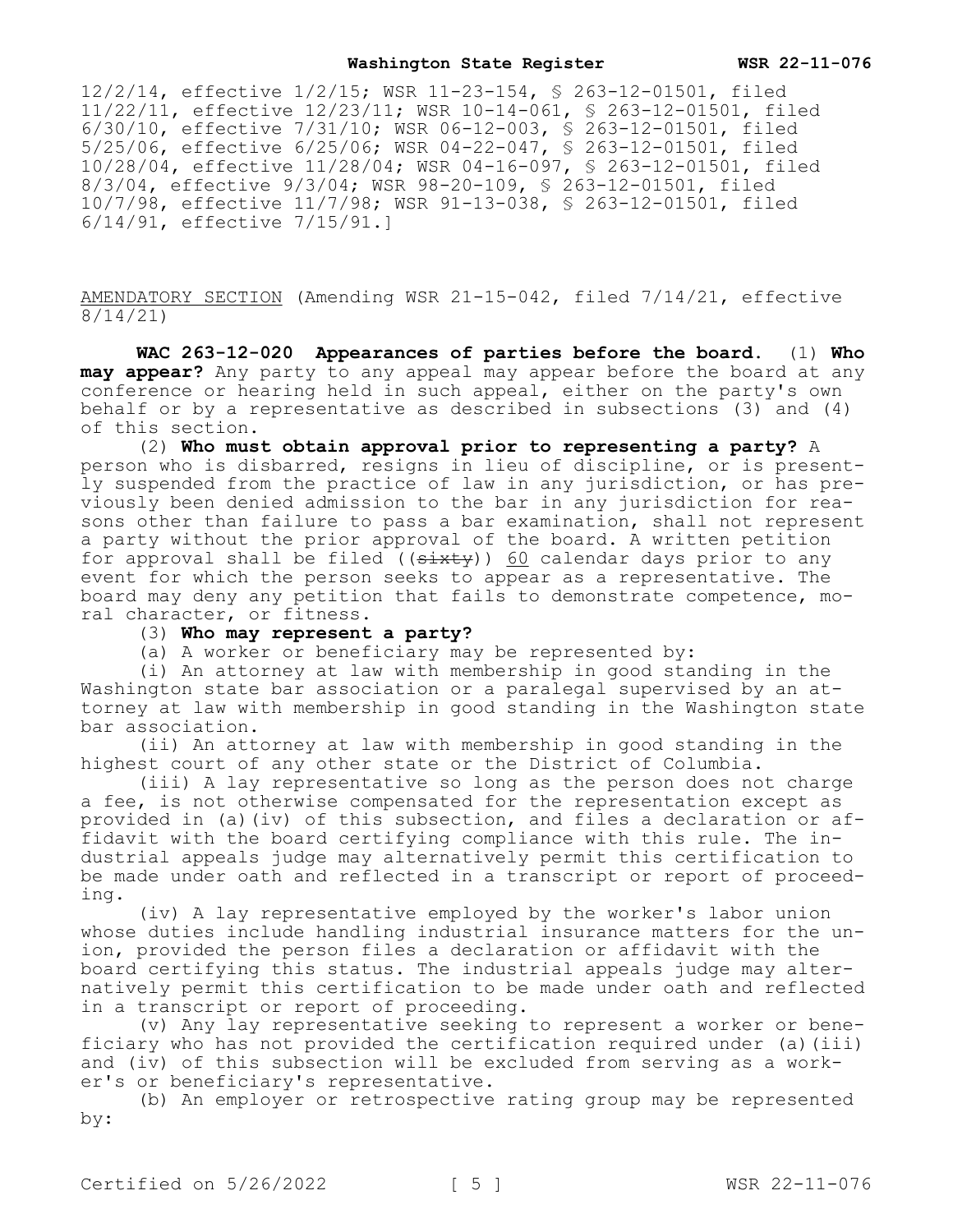12/2/14, effective 1/2/15; WSR 11-23-154, § 263-12-01501, filed 11/22/11, effective 12/23/11; WSR 10-14-061, § 263-12-01501, filed 6/30/10, effective 7/31/10; WSR 06-12-003, § 263-12-01501, filed 5/25/06, effective 6/25/06; WSR 04-22-047, § 263-12-01501, filed 10/28/04, effective 11/28/04; WSR 04-16-097, § 263-12-01501, filed 8/3/04, effective 9/3/04; WSR 98-20-109, § 263-12-01501, filed 10/7/98, effective 11/7/98; WSR 91-13-038, § 263-12-01501, filed 6/14/91, effective 7/15/91.]

AMENDATORY SECTION (Amending WSR 21-15-042, filed 7/14/21, effective 8/14/21)

**WAC 263-12-020 Appearances of parties before the board.** (1) **Who may appear?** Any party to any appeal may appear before the board at any conference or hearing held in such appeal, either on the party's own behalf or by a representative as described in subsections (3) and (4) of this section.

(2) **Who must obtain approval prior to representing a party?** A person who is disbarred, resigns in lieu of discipline, or is presently suspended from the practice of law in any jurisdiction, or has previously been denied admission to the bar in any jurisdiction for reasons other than failure to pass a bar examination, shall not represent a party without the prior approval of the board. A written petition for approval shall be filed ((~~sixty~~)) 60 calendar days prior to any event for which the person seeks to appear as a representative. The board may deny any petition that fails to demonstrate competence, moral character, or fitness.

(3) **Who may represent a party?**

(a) A worker or beneficiary may be represented by:

(i) An attorney at law with membership in good standing in the Washington state bar association or a paralegal supervised by an attorney at law with membership in good standing in the Washington state bar association.

(ii) An attorney at law with membership in good standing in the highest court of any other state or the District of Columbia.

(iii) A lay representative so long as the person does not charge a fee, is not otherwise compensated for the representation except as provided in (a)(iv) of this subsection, and files a declaration or affidavit with the board certifying compliance with this rule. The industrial appeals judge may alternatively permit this certification to be made under oath and reflected in a transcript or report of proceeding.

(iv) A lay representative employed by the worker's labor union whose duties include handling industrial insurance matters for the union, provided the person files a declaration or affidavit with the board certifying this status. The industrial appeals judge may alternatively permit this certification to be made under oath and reflected in a transcript or report of proceeding.

(v) Any lay representative seeking to represent a worker or beneficiary who has not provided the certification required under (a)(iii) and (iv) of this subsection will be excluded from serving as a worker's or beneficiary's representative.

(b) An employer or retrospective rating group may be represented by: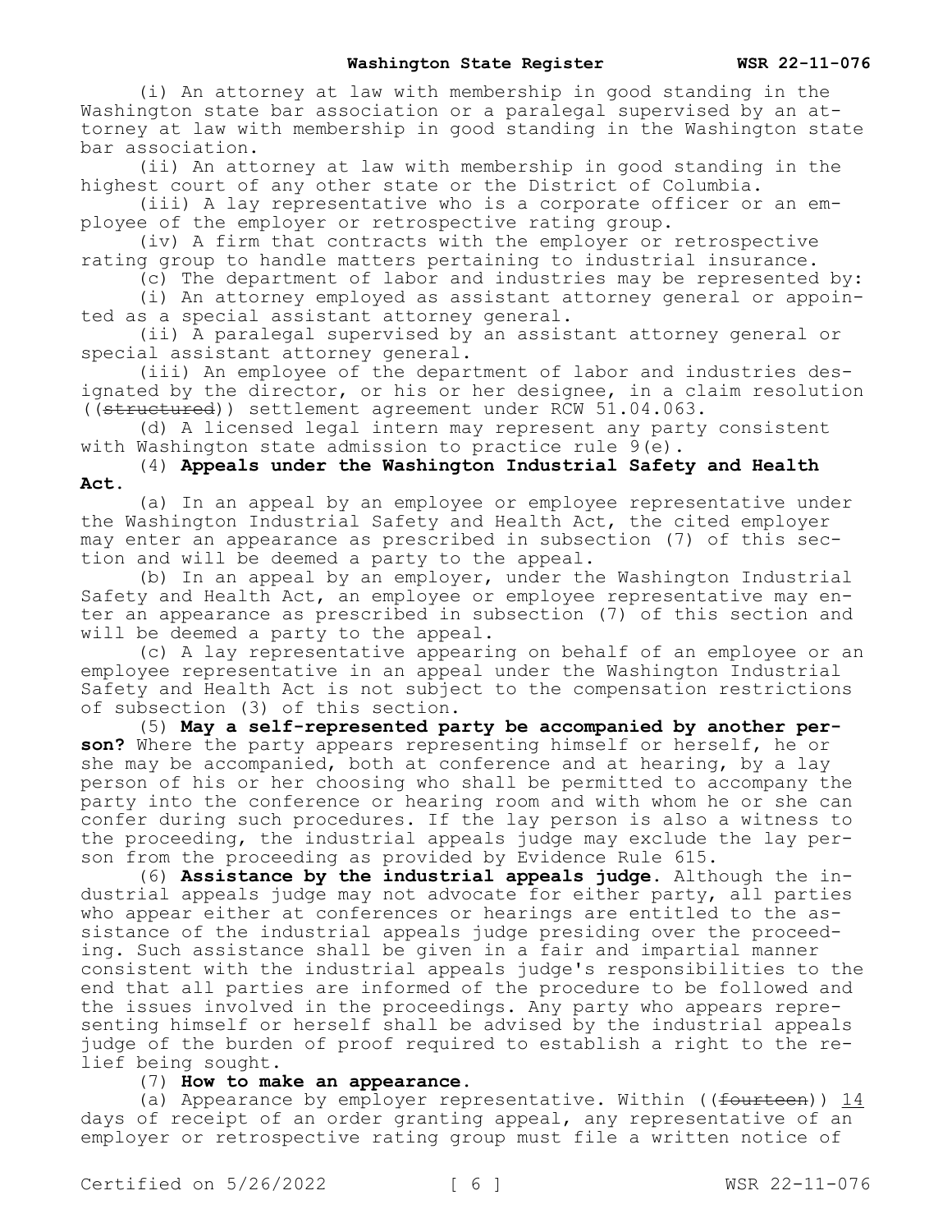(i) An attorney at law with membership in good standing in the Washington state bar association or a paralegal supervised by an attorney at law with membership in good standing in the Washington state bar association.

(ii) An attorney at law with membership in good standing in the highest court of any other state or the District of Columbia.

(iii) A lay representative who is a corporate officer or an employee of the employer or retrospective rating group.

(iv) A firm that contracts with the employer or retrospective rating group to handle matters pertaining to industrial insurance.

(c) The department of labor and industries may be represented by:

(i) An attorney employed as assistant attorney general or appointed as a special assistant attorney general.

(ii) A paralegal supervised by an assistant attorney general or special assistant attorney general.

(iii) An employee of the department of labor and industries designated by the director, or his or her designee, in a claim resolution ((~~structured~~)) settlement agreement under RCW 51.04.063.

(d) A licensed legal intern may represent any party consistent with Washington state admission to practice rule 9(e).

(4) **Appeals under the Washington Industrial Safety and Health Act.**

(a) In an appeal by an employee or employee representative under the Washington Industrial Safety and Health Act, the cited employer may enter an appearance as prescribed in subsection (7) of this section and will be deemed a party to the appeal.

(b) In an appeal by an employer, under the Washington Industrial Safety and Health Act, an employee or employee representative may enter an appearance as prescribed in subsection (7) of this section and will be deemed a party to the appeal.

(c) A lay representative appearing on behalf of an employee or an employee representative in an appeal under the Washington Industrial Safety and Health Act is not subject to the compensation restrictions of subsection (3) of this section.

(5) **May a self-represented party be accompanied by another person?** Where the party appears representing himself or herself, he or she may be accompanied, both at conference and at hearing, by a lay person of his or her choosing who shall be permitted to accompany the party into the conference or hearing room and with whom he or she can confer during such procedures. If the lay person is also a witness to the proceeding, the industrial appeals judge may exclude the lay person from the proceeding as provided by Evidence Rule 615.

(6) **Assistance by the industrial appeals judge.** Although the industrial appeals judge may not advocate for either party, all parties who appear either at conferences or hearings are entitled to the assistance of the industrial appeals judge presiding over the proceeding. Such assistance shall be given in a fair and impartial manner consistent with the industrial appeals judge's responsibilities to the end that all parties are informed of the procedure to be followed and the issues involved in the proceedings. Any party who appears representing himself or herself shall be advised by the industrial appeals judge of the burden of proof required to establish a right to the relief being sought.

(7) **How to make an appearance.**

(a) Appearance by employer representative. Within ((~~fourteen~~)) <u>14</u> days of receipt of an order granting appeal, any representative of an employer or retrospective rating group must file a written notice of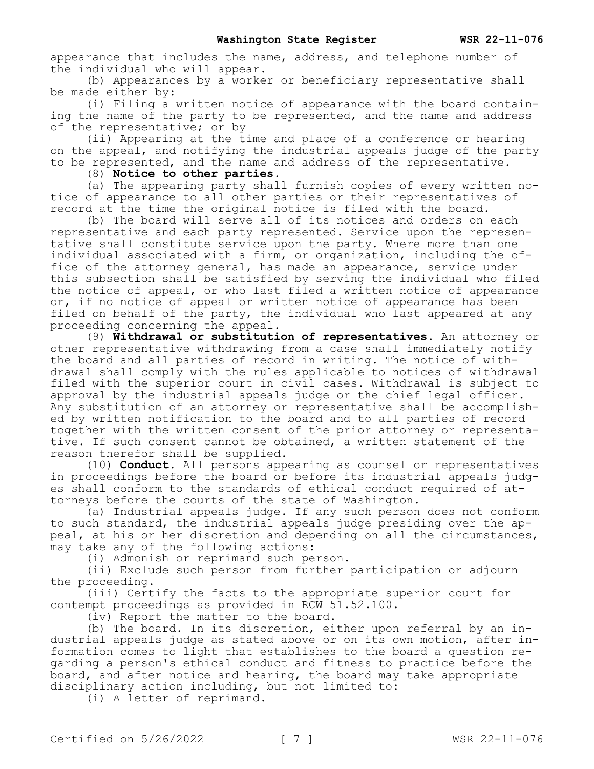appearance that includes the name, address, and telephone number of the individual who will appear.

(b) Appearances by a worker or beneficiary representative shall be made either by:

(i) Filing a written notice of appearance with the board containing the name of the party to be represented, and the name and address of the representative; or by

(ii) Appearing at the time and place of a conference or hearing on the appeal, and notifying the industrial appeals judge of the party to be represented, and the name and address of the representative.

(8) **Notice to other parties.**

(a) The appearing party shall furnish copies of every written notice of appearance to all other parties or their representatives of record at the time the original notice is filed with the board.

(b) The board will serve all of its notices and orders on each representative and each party represented. Service upon the representative shall constitute service upon the party. Where more than one individual associated with a firm, or organization, including the office of the attorney general, has made an appearance, service under this subsection shall be satisfied by serving the individual who filed the notice of appeal, or who last filed a written notice of appearance or, if no notice of appeal or written notice of appearance has been filed on behalf of the party, the individual who last appeared at any proceeding concerning the appeal.

(9) **Withdrawal or substitution of representatives.** An attorney or other representative withdrawing from a case shall immediately notify the board and all parties of record in writing. The notice of withdrawal shall comply with the rules applicable to notices of withdrawal filed with the superior court in civil cases. Withdrawal is subject to approval by the industrial appeals judge or the chief legal officer. Any substitution of an attorney or representative shall be accomplished by written notification to the board and to all parties of record together with the written consent of the prior attorney or representative. If such consent cannot be obtained, a written statement of the reason therefor shall be supplied.

(10) **Conduct.** All persons appearing as counsel or representatives in proceedings before the board or before its industrial appeals judges shall conform to the standards of ethical conduct required of attorneys before the courts of the state of Washington.

(a) Industrial appeals judge. If any such person does not conform to such standard, the industrial appeals judge presiding over the appeal, at his or her discretion and depending on all the circumstances, may take any of the following actions:

(i) Admonish or reprimand such person.

(ii) Exclude such person from further participation or adjourn the proceeding.

(iii) Certify the facts to the appropriate superior court for contempt proceedings as provided in RCW 51.52.100.

(iv) Report the matter to the board.

(b) The board. In its discretion, either upon referral by an industrial appeals judge as stated above or on its own motion, after information comes to light that establishes to the board a question regarding a person's ethical conduct and fitness to practice before the board, and after notice and hearing, the board may take appropriate disciplinary action including, but not limited to:

(i) A letter of reprimand.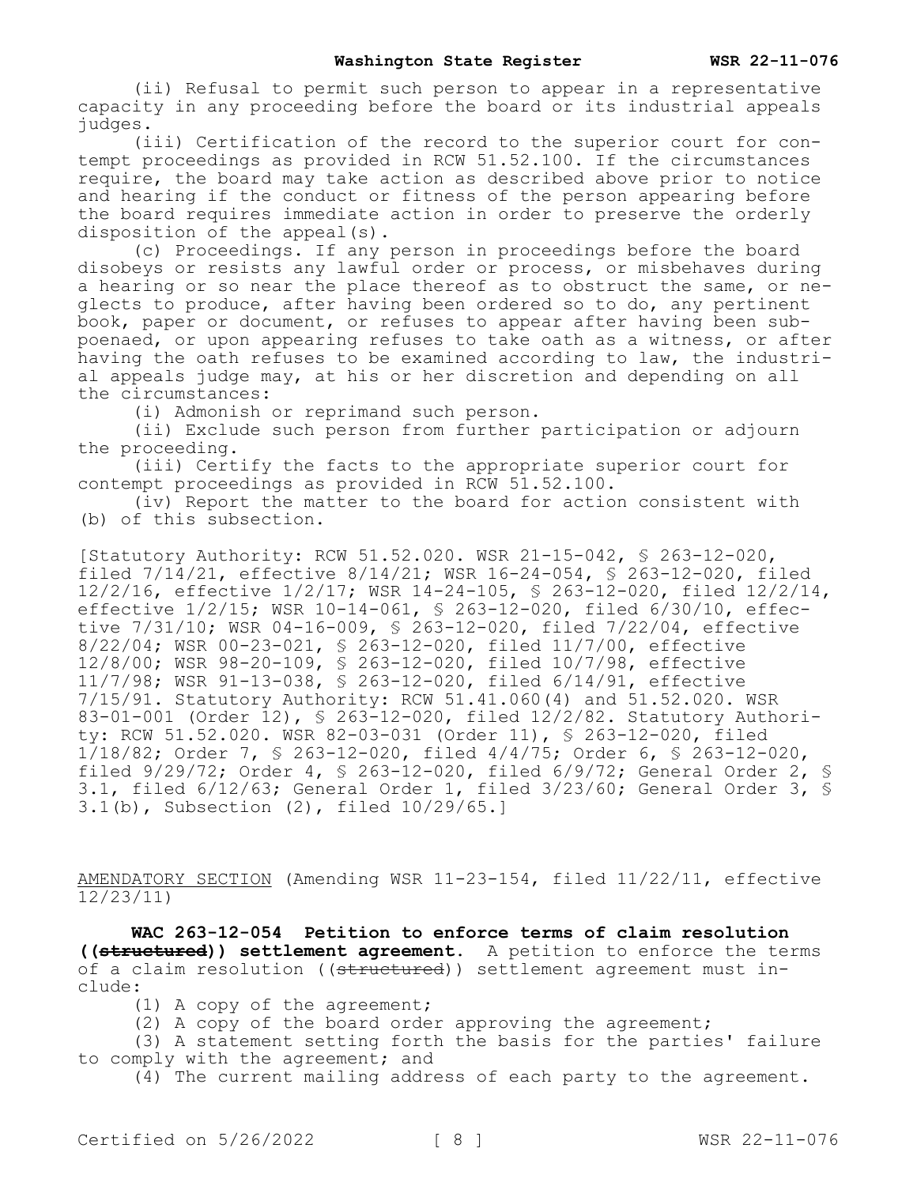(ii) Refusal to permit such person to appear in a representative capacity in any proceeding before the board or its industrial appeals judges.

(iii) Certification of the record to the superior court for contempt proceedings as provided in RCW 51.52.100. If the circumstances require, the board may take action as described above prior to notice and hearing if the conduct or fitness of the person appearing before the board requires immediate action in order to preserve the orderly disposition of the appeal(s).

(c) Proceedings. If any person in proceedings before the board disobeys or resists any lawful order or process, or misbehaves during a hearing or so near the place thereof as to obstruct the same, or neglects to produce, after having been ordered so to do, any pertinent book, paper or document, or refuses to appear after having been subpoenaed, or upon appearing refuses to take oath as a witness, or after having the oath refuses to be examined according to law, the industrial appeals judge may, at his or her discretion and depending on all the circumstances:

(i) Admonish or reprimand such person.

(ii) Exclude such person from further participation or adjourn the proceeding.

(iii) Certify the facts to the appropriate superior court for contempt proceedings as provided in RCW 51.52.100.

(iv) Report the matter to the board for action consistent with (b) of this subsection.

[Statutory Authority: RCW 51.52.020. WSR 21-15-042, § 263-12-020, filed 7/14/21, effective 8/14/21; WSR 16-24-054, § 263-12-020, filed 12/2/16, effective 1/2/17; WSR 14-24-105, § 263-12-020, filed 12/2/14, effective 1/2/15; WSR 10-14-061, § 263-12-020, filed 6/30/10, effective 7/31/10; WSR 04-16-009, § 263-12-020, filed 7/22/04, effective 8/22/04; WSR 00-23-021, § 263-12-020, filed 11/7/00, effective 12/8/00; WSR 98-20-109, § 263-12-020, filed 10/7/98, effective 11/7/98; WSR 91-13-038, § 263-12-020, filed 6/14/91, effective 7/15/91. Statutory Authority: RCW 51.41.060(4) and 51.52.020. WSR 83-01-001 (Order 12), § 263-12-020, filed 12/2/82. Statutory Authority: RCW 51.52.020. WSR 82-03-031 (Order 11), § 263-12-020, filed 1/18/82; Order 7, § 263-12-020, filed 4/4/75; Order 6, § 263-12-020, filed 9/29/72; Order 4, § 263-12-020, filed 6/9/72; General Order 2, § 3.1, filed 6/12/63; General Order 1, filed 3/23/60; General Order 3, § 3.1(b), Subsection (2), filed 10/29/65.]

AMENDATORY SECTION (Amending WSR 11-23-154, filed 11/22/11, effective 12/23/11)

**WAC 263-12-054 Petition to enforce terms of claim resolution ((~~structured~~)) settlement agreement.** A petition to enforce the terms of a claim resolution ((~~structured~~)) settlement agreement must include:

(1) A copy of the agreement;

(2) A copy of the board order approving the agreement;

(3) A statement setting forth the basis for the parties' failure to comply with the agreement; and

(4) The current mailing address of each party to the agreement.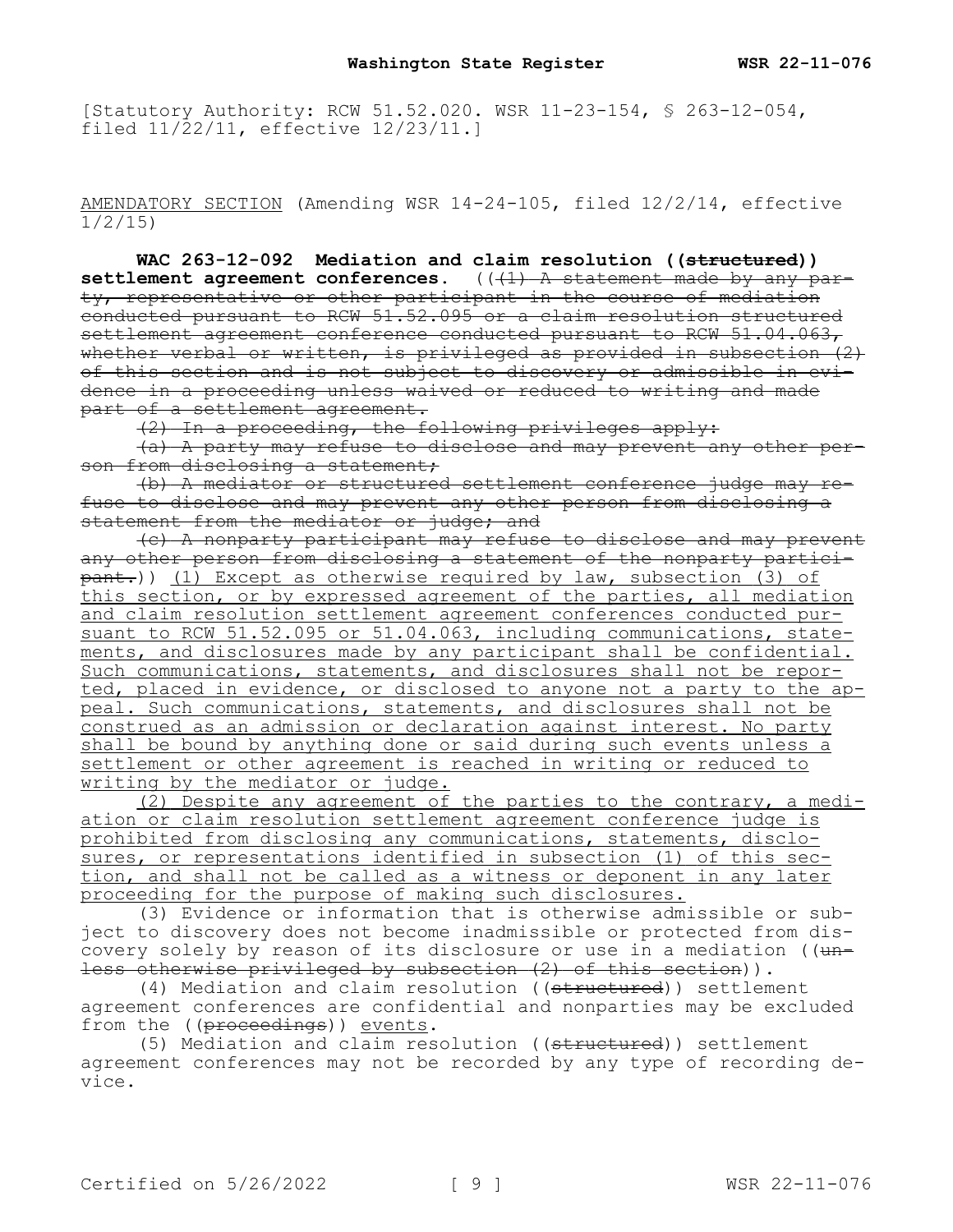[Statutory Authority: RCW 51.52.020. WSR 11-23-154, § 263-12-054, filed 11/22/11, effective 12/23/11.]

AMENDATORY SECTION (Amending WSR 14-24-105, filed 12/2/14, effective 1/2/15)

**WAC 263-12-092 Mediation and claim resolution ((~~structured~~)) settlement agreement conferences.** ((~~(1) A statement made by any party, representative or other participant in the course of mediation conducted pursuant to RCW 51.52.095 or a claim resolution structured settlement agreement conference conducted pursuant to RCW 51.04.063, whether verbal or written, is privileged as provided in subsection (2) of this section and is not subject to discovery or admissible in evidence in a proceeding unless waived or reduced to writing and made part of a settlement agreement.~~

~~(2) In a proceeding, the following privileges apply:~~

~~(a) A party may refuse to disclose and may prevent any other person from disclosing a statement;~~

~~(b) A mediator or structured settlement conference judge may refuse to disclose and may prevent any other person from disclosing a statement from the mediator or judge; and~~

~~(c) A nonparty participant may refuse to disclose and may prevent any other person from disclosing a statement of the nonparty participant.~~)) <u>(1) Except as otherwise required by law, subsection (3) of this section, or by expressed agreement of the parties, all mediation and claim resolution settlement agreement conferences conducted pursuant to RCW 51.52.095 or 51.04.063, including communications, statements, and disclosures made by any participant shall be confidential. Such communications, statements, and disclosures shall not be reported, placed in evidence, or disclosed to anyone not a party to the appeal. Such communications, statements, and disclosures shall not be construed as an admission or declaration against interest. No party shall be bound by anything done or said during such events unless a settlement or other agreement is reached in writing or reduced to writing by the mediator or judge.</u>

<u>(2) Despite any agreement of the parties to the contrary, a mediation or claim resolution settlement agreement conference judge is prohibited from disclosing any communications, statements, disclosures, or representations identified in subsection (1) of this section, and shall not be called as a witness or deponent in any later proceeding for the purpose of making such disclosures.</u>

(3) Evidence or information that is otherwise admissible or subject to discovery does not become inadmissible or protected from discovery solely by reason of its disclosure or use in a mediation ((~~unless otherwise privileged by subsection (2) of this section~~)).

(4) Mediation and claim resolution ((~~structured~~)) settlement agreement conferences are confidential and nonparties may be excluded from the ((~~proceedings~~)) <u>events</u>.

(5) Mediation and claim resolution ((~~structured~~)) settlement agreement conferences may not be recorded by any type of recording device.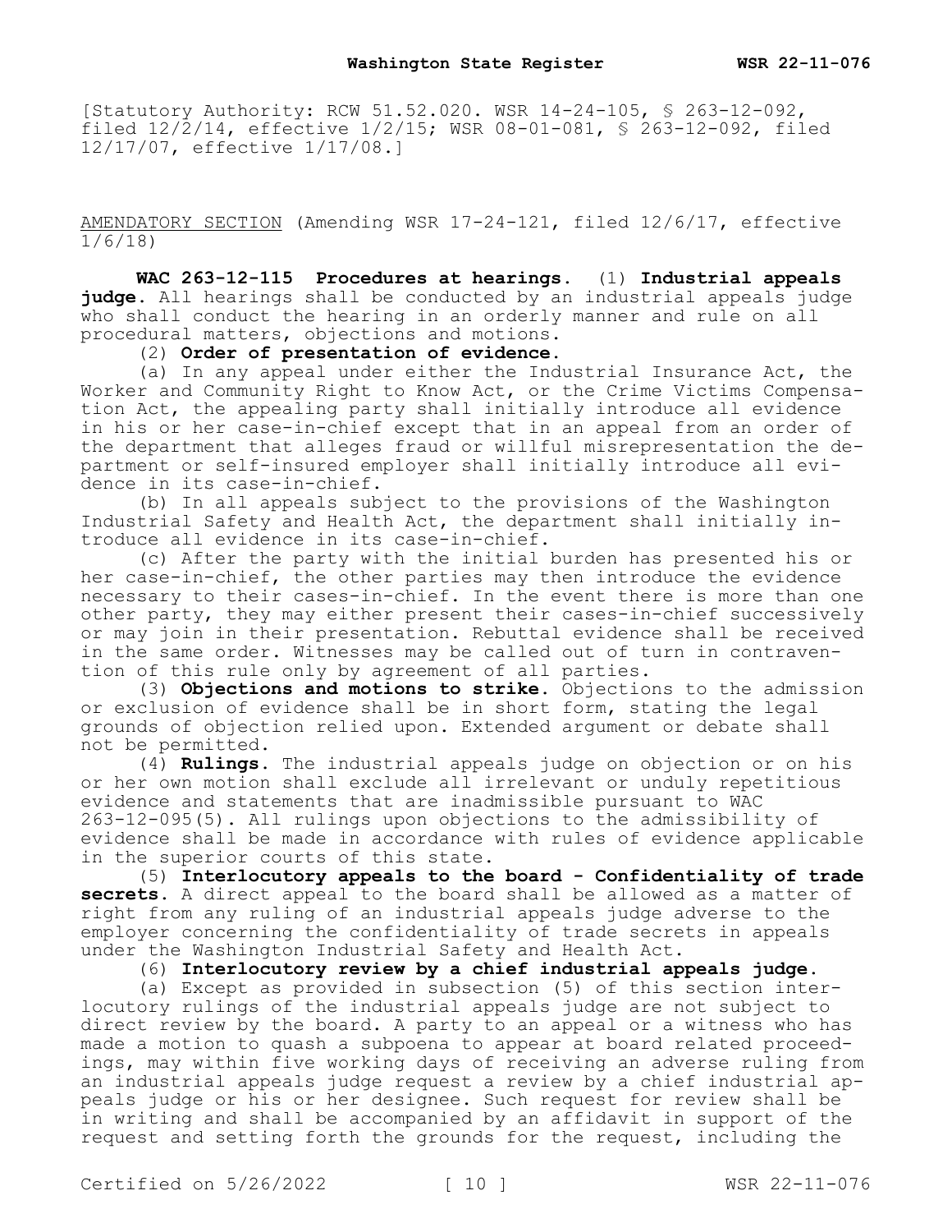[Statutory Authority: RCW 51.52.020. WSR 14-24-105, § 263-12-092, filed 12/2/14, effective 1/2/15; WSR 08-01-081, § 263-12-092, filed 12/17/07, effective 1/17/08.]

AMENDATORY SECTION (Amending WSR 17-24-121, filed 12/6/17, effective 1/6/18)

**WAC 263-12-115 Procedures at hearings.** (1) **Industrial appeals judge.** All hearings shall be conducted by an industrial appeals judge who shall conduct the hearing in an orderly manner and rule on all procedural matters, objections and motions.

(2) **Order of presentation of evidence.**

(a) In any appeal under either the Industrial Insurance Act, the Worker and Community Right to Know Act, or the Crime Victims Compensation Act, the appealing party shall initially introduce all evidence in his or her case-in-chief except that in an appeal from an order of the department that alleges fraud or willful misrepresentation the department or self-insured employer shall initially introduce all evidence in its case-in-chief.

(b) In all appeals subject to the provisions of the Washington Industrial Safety and Health Act, the department shall initially introduce all evidence in its case-in-chief.

(c) After the party with the initial burden has presented his or her case-in-chief, the other parties may then introduce the evidence necessary to their cases-in-chief. In the event there is more than one other party, they may either present their cases-in-chief successively or may join in their presentation. Rebuttal evidence shall be received in the same order. Witnesses may be called out of turn in contravention of this rule only by agreement of all parties.

(3) **Objections and motions to strike.** Objections to the admission or exclusion of evidence shall be in short form, stating the legal grounds of objection relied upon. Extended argument or debate shall not be permitted.

(4) **Rulings.** The industrial appeals judge on objection or on his or her own motion shall exclude all irrelevant or unduly repetitious evidence and statements that are inadmissible pursuant to WAC 263-12-095(5). All rulings upon objections to the admissibility of evidence shall be made in accordance with rules of evidence applicable in the superior courts of this state.

(5) **Interlocutory appeals to the board - Confidentiality of trade secrets.** A direct appeal to the board shall be allowed as a matter of right from any ruling of an industrial appeals judge adverse to the employer concerning the confidentiality of trade secrets in appeals under the Washington Industrial Safety and Health Act.

(6) **Interlocutory review by a chief industrial appeals judge.**

(a) Except as provided in subsection (5) of this section interlocutory rulings of the industrial appeals judge are not subject to direct review by the board. A party to an appeal or a witness who has made a motion to quash a subpoena to appear at board related proceedings, may within five working days of receiving an adverse ruling from an industrial appeals judge request a review by a chief industrial appeals judge or his or her designee. Such request for review shall be in writing and shall be accompanied by an affidavit in support of the request and setting forth the grounds for the request, including the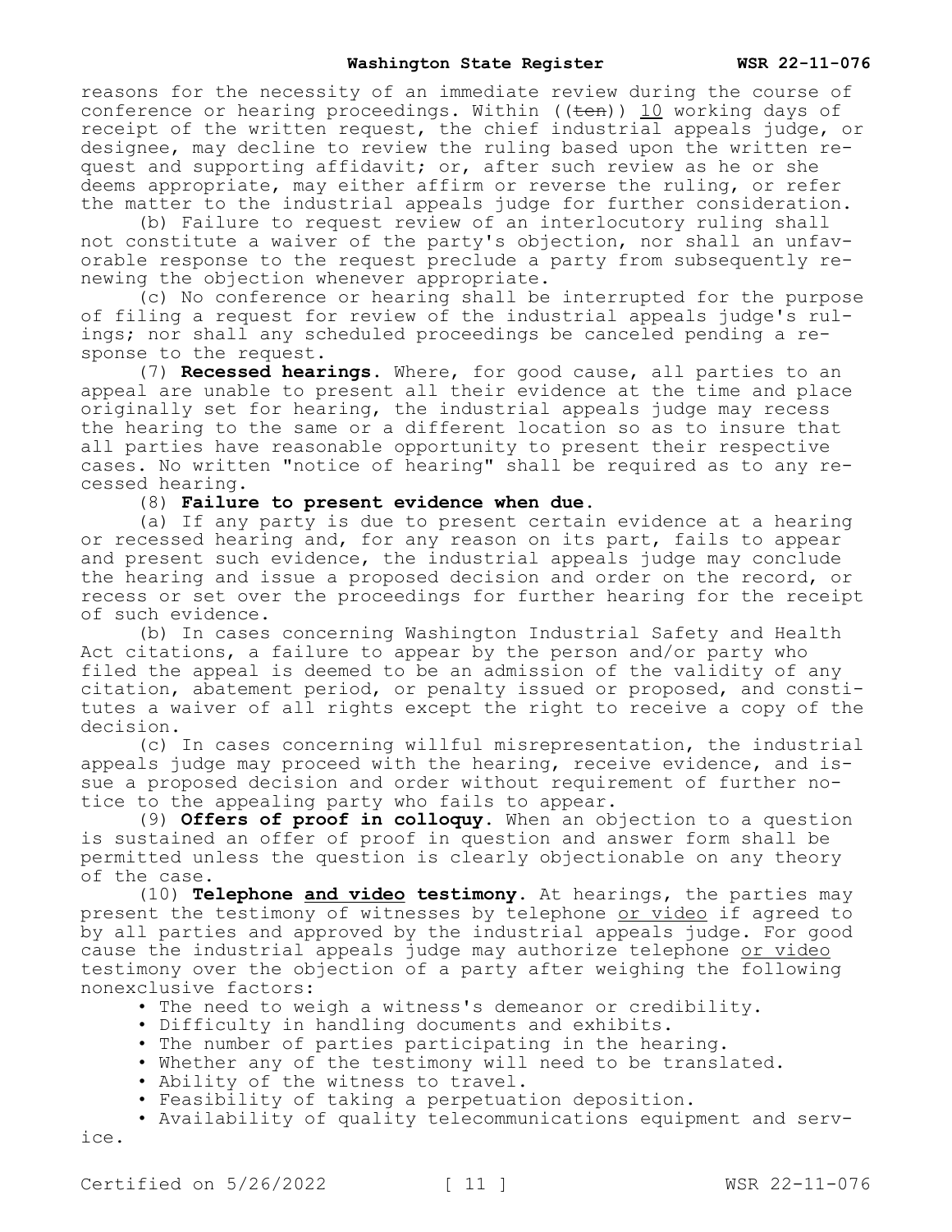reasons for the necessity of an immediate review during the course of conference or hearing proceedings. Within ((~~ten~~)) <u>10</u> working days of receipt of the written request, the chief industrial appeals judge, or designee, may decline to review the ruling based upon the written request and supporting affidavit; or, after such review as he or she deems appropriate, may either affirm or reverse the ruling, or refer the matter to the industrial appeals judge for further consideration.

(b) Failure to request review of an interlocutory ruling shall not constitute a waiver of the party's objection, nor shall an unfavorable response to the request preclude a party from subsequently renewing the objection whenever appropriate.

(c) No conference or hearing shall be interrupted for the purpose of filing a request for review of the industrial appeals judge's rulings; nor shall any scheduled proceedings be canceled pending a response to the request.

(7) **Recessed hearings.** Where, for good cause, all parties to an appeal are unable to present all their evidence at the time and place originally set for hearing, the industrial appeals judge may recess the hearing to the same or a different location so as to insure that all parties have reasonable opportunity to present their respective cases. No written "notice of hearing" shall be required as to any recessed hearing.

(8) **Failure to present evidence when due.**

(a) If any party is due to present certain evidence at a hearing or recessed hearing and, for any reason on its part, fails to appear and present such evidence, the industrial appeals judge may conclude the hearing and issue a proposed decision and order on the record, or recess or set over the proceedings for further hearing for the receipt of such evidence.

(b) In cases concerning Washington Industrial Safety and Health Act citations, a failure to appear by the person and/or party who filed the appeal is deemed to be an admission of the validity of any citation, abatement period, or penalty issued or proposed, and constitutes a waiver of all rights except the right to receive a copy of the decision.

(c) In cases concerning willful misrepresentation, the industrial appeals judge may proceed with the hearing, receive evidence, and issue a proposed decision and order without requirement of further notice to the appealing party who fails to appear.

(9) **Offers of proof in colloquy.** When an objection to a question is sustained an offer of proof in question and answer form shall be permitted unless the question is clearly objectionable on any theory of the case.

(10) **Telephone <u>and video</u> testimony.** At hearings, the parties may present the testimony of witnesses by telephone <u>or video</u> if agreed to by all parties and approved by the industrial appeals judge. For good cause the industrial appeals judge may authorize telephone <u>or video</u> testimony over the objection of a party after weighing the following nonexclusive factors:

- The need to weigh a witness's demeanor or credibility.
- Difficulty in handling documents and exhibits.
- The number of parties participating in the hearing.
- Whether any of the testimony will need to be translated.
- Ability of the witness to travel.
- Feasibility of taking a perpetuation deposition.
- Availability of quality telecommunications equipment and service.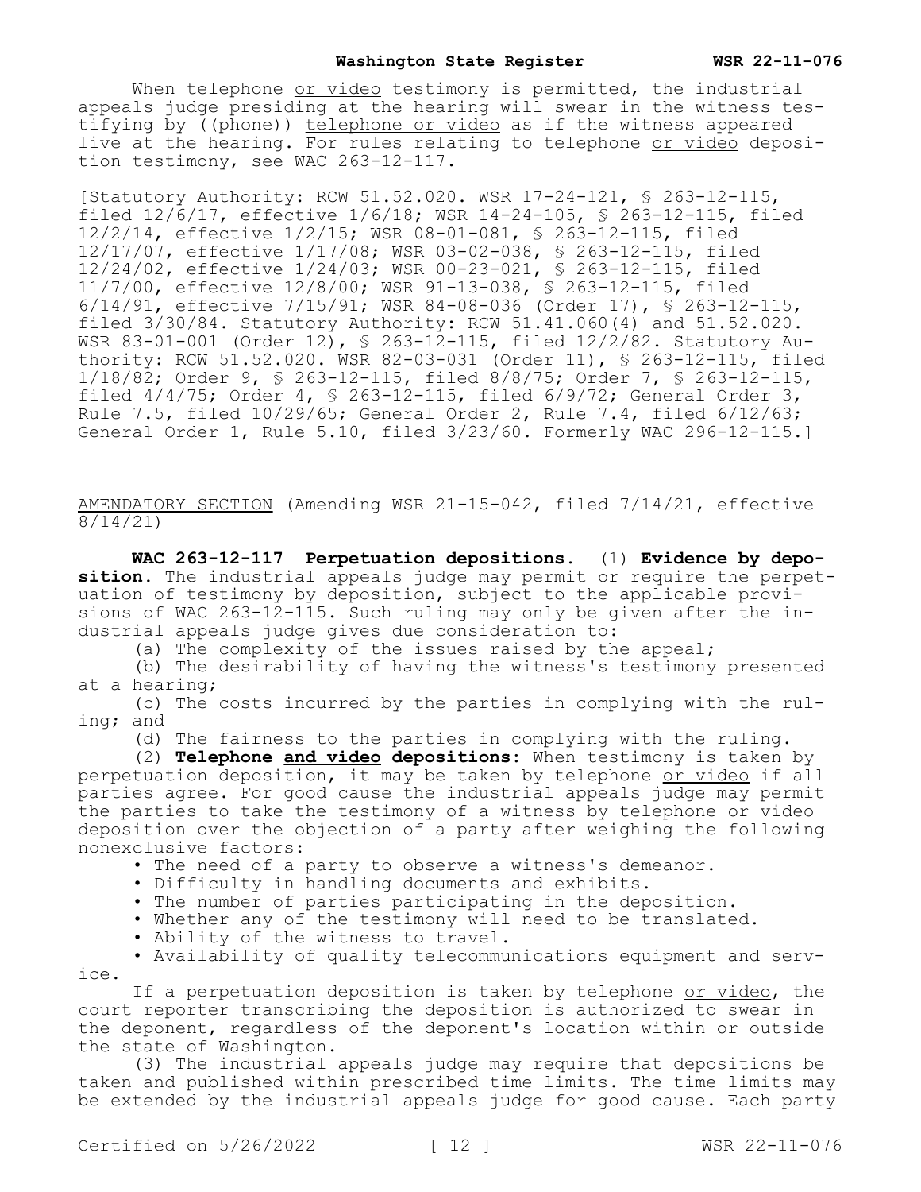When telephone <u>or video</u> testimony is permitted, the industrial appeals judge presiding at the hearing will swear in the witness testifying by ((~~phone~~)) <u>telephone or video</u> as if the witness appeared live at the hearing. For rules relating to telephone <u>or video</u> deposition testimony, see WAC 263-12-117.

[Statutory Authority: RCW 51.52.020. WSR 17-24-121, § 263-12-115, filed 12/6/17, effective 1/6/18; WSR 14-24-105, § 263-12-115, filed 12/2/14, effective 1/2/15; WSR 08-01-081, § 263-12-115, filed 12/17/07, effective 1/17/08; WSR 03-02-038, § 263-12-115, filed 12/24/02, effective 1/24/03; WSR 00-23-021, § 263-12-115, filed 11/7/00, effective 12/8/00; WSR 91-13-038, § 263-12-115, filed 6/14/91, effective 7/15/91; WSR 84-08-036 (Order 17), § 263-12-115, filed 3/30/84. Statutory Authority: RCW 51.41.060(4) and 51.52.020. WSR 83-01-001 (Order 12), § 263-12-115, filed 12/2/82. Statutory Authority: RCW 51.52.020. WSR 82-03-031 (Order 11), § 263-12-115, filed 1/18/82; Order 9, § 263-12-115, filed 8/8/75; Order 7, § 263-12-115, filed 4/4/75; Order 4, § 263-12-115, filed 6/9/72; General Order 3, Rule 7.5, filed 10/29/65; General Order 2, Rule 7.4, filed 6/12/63; General Order 1, Rule 5.10, filed 3/23/60. Formerly WAC 296-12-115.]

<u>AMENDATORY SECTION</u> (Amending WSR 21-15-042, filed 7/14/21, effective 8/14/21)

**WAC 263-12-117 Perpetuation depositions.** (1) **Evidence by deposition.** The industrial appeals judge may permit or require the perpetuation of testimony by deposition, subject to the applicable provisions of WAC 263-12-115. Such ruling may only be given after the industrial appeals judge gives due consideration to:

(a) The complexity of the issues raised by the appeal;

(b) The desirability of having the witness's testimony presented at a hearing;

(c) The costs incurred by the parties in complying with the ruling; and

(d) The fairness to the parties in complying with the ruling.

(2) **Telephone <u>and video</u> depositions**: When testimony is taken by perpetuation deposition, it may be taken by telephone <u>or video</u> if all parties agree. For good cause the industrial appeals judge may permit the parties to take the testimony of a witness by telephone <u>or video</u> deposition over the objection of a party after weighing the following nonexclusive factors:

- The need of a party to observe a witness's demeanor.
- Difficulty in handling documents and exhibits.
- The number of parties participating in the deposition.
- Whether any of the testimony will need to be translated.
- Ability of the witness to travel.
- Availability of quality telecommunications equipment and service.

If a perpetuation deposition is taken by telephone <u>or video</u>, the court reporter transcribing the deposition is authorized to swear in the deponent, regardless of the deponent's location within or outside the state of Washington.

(3) The industrial appeals judge may require that depositions be taken and published within prescribed time limits. The time limits may be extended by the industrial appeals judge for good cause. Each party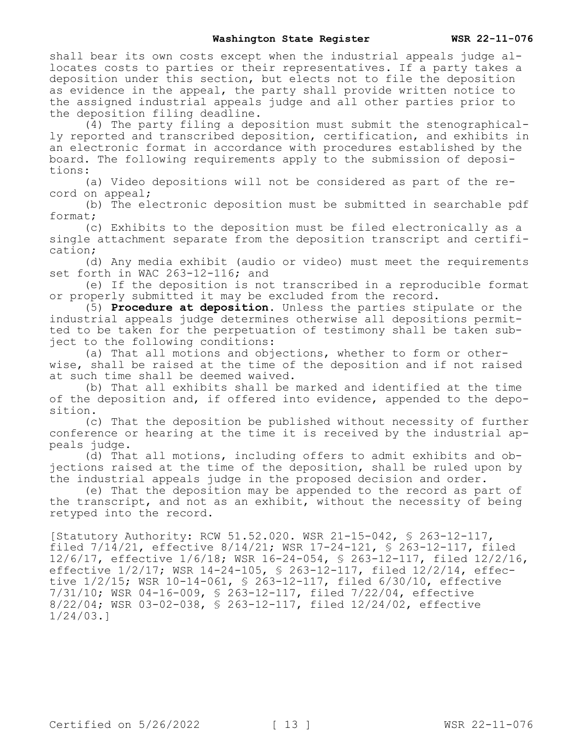shall bear its own costs except when the industrial appeals judge allocates costs to parties or their representatives. If a party takes a deposition under this section, but elects not to file the deposition as evidence in the appeal, the party shall provide written notice to the assigned industrial appeals judge and all other parties prior to the deposition filing deadline.

(4) The party filing a deposition must submit the stenographically reported and transcribed deposition, certification, and exhibits in an electronic format in accordance with procedures established by the board. The following requirements apply to the submission of depositions:

(a) Video depositions will not be considered as part of the record on appeal;

(b) The electronic deposition must be submitted in searchable pdf format;

(c) Exhibits to the deposition must be filed electronically as a single attachment separate from the deposition transcript and certification;

(d) Any media exhibit (audio or video) must meet the requirements set forth in WAC 263-12-116; and

(e) If the deposition is not transcribed in a reproducible format or properly submitted it may be excluded from the record.

(5) **Procedure at deposition.** Unless the parties stipulate or the industrial appeals judge determines otherwise all depositions permitted to be taken for the perpetuation of testimony shall be taken subject to the following conditions:

(a) That all motions and objections, whether to form or otherwise, shall be raised at the time of the deposition and if not raised at such time shall be deemed waived.

(b) That all exhibits shall be marked and identified at the time of the deposition and, if offered into evidence, appended to the deposition.

(c) That the deposition be published without necessity of further conference or hearing at the time it is received by the industrial appeals judge.

(d) That all motions, including offers to admit exhibits and objections raised at the time of the deposition, shall be ruled upon by the industrial appeals judge in the proposed decision and order.

(e) That the deposition may be appended to the record as part of the transcript, and not as an exhibit, without the necessity of being retyped into the record.

[Statutory Authority: RCW 51.52.020. WSR 21-15-042, § 263-12-117, filed 7/14/21, effective 8/14/21; WSR 17-24-121, § 263-12-117, filed 12/6/17, effective 1/6/18; WSR 16-24-054, § 263-12-117, filed 12/2/16, effective 1/2/17; WSR 14-24-105, § 263-12-117, filed 12/2/14, effective 1/2/15; WSR 10-14-061, § 263-12-117, filed 6/30/10, effective 7/31/10; WSR 04-16-009, § 263-12-117, filed 7/22/04, effective 8/22/04; WSR 03-02-038, § 263-12-117, filed 12/24/02, effective 1/24/03.]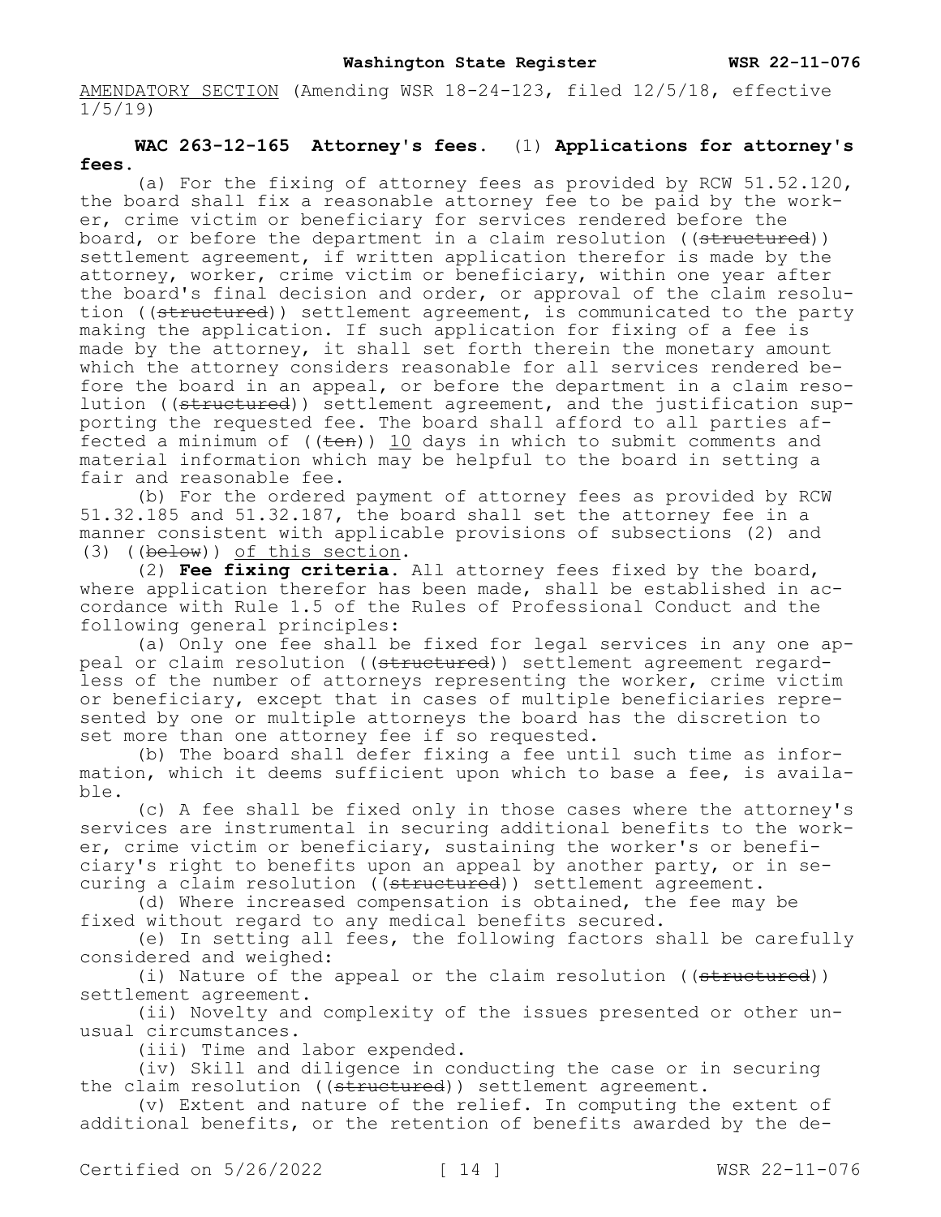AMENDATORY SECTION (Amending WSR 18-24-123, filed 12/5/18, effective 1/5/19)

**WAC 263-12-165 Attorney's fees.** (1) **Applications for attorney's fees.**

(a) For the fixing of attorney fees as provided by RCW 51.52.120, the board shall fix a reasonable attorney fee to be paid by the worker, crime victim or beneficiary for services rendered before the board, or before the department in a claim resolution ((~~structured~~)) settlement agreement, if written application therefor is made by the attorney, worker, crime victim or beneficiary, within one year after the board's final decision and order, or approval of the claim resolution ((~~structured~~)) settlement agreement, is communicated to the party making the application. If such application for fixing of a fee is made by the attorney, it shall set forth therein the monetary amount which the attorney considers reasonable for all services rendered before the board in an appeal, or before the department in a claim resolution ((~~structured~~)) settlement agreement, and the justification supporting the requested fee. The board shall afford to all parties affected a minimum of ((~~ten~~)) <u>10</u> days in which to submit comments and material information which may be helpful to the board in setting a fair and reasonable fee.

(b) For the ordered payment of attorney fees as provided by RCW 51.32.185 and 51.32.187, the board shall set the attorney fee in a manner consistent with applicable provisions of subsections (2) and (3) ((~~below~~)) <u>of this section</u>.

(2) **Fee fixing criteria.** All attorney fees fixed by the board, where application therefor has been made, shall be established in accordance with Rule 1.5 of the Rules of Professional Conduct and the following general principles:

(a) Only one fee shall be fixed for legal services in any one appeal or claim resolution ((~~structured~~)) settlement agreement regardless of the number of attorneys representing the worker, crime victim or beneficiary, except that in cases of multiple beneficiaries represented by one or multiple attorneys the board has the discretion to set more than one attorney fee if so requested.

(b) The board shall defer fixing a fee until such time as information, which it deems sufficient upon which to base a fee, is available.

(c) A fee shall be fixed only in those cases where the attorney's services are instrumental in securing additional benefits to the worker, crime victim or beneficiary, sustaining the worker's or beneficiary's right to benefits upon an appeal by another party, or in securing a claim resolution ((~~structured~~)) settlement agreement.

(d) Where increased compensation is obtained, the fee may be fixed without regard to any medical benefits secured.

(e) In setting all fees, the following factors shall be carefully considered and weighed:

(i) Nature of the appeal or the claim resolution ((~~structured~~)) settlement agreement.

(ii) Novelty and complexity of the issues presented or other unusual circumstances.

(iii) Time and labor expended.

(iv) Skill and diligence in conducting the case or in securing the claim resolution ((~~structured~~)) settlement agreement.

(v) Extent and nature of the relief. In computing the extent of additional benefits, or the retention of benefits awarded by the de-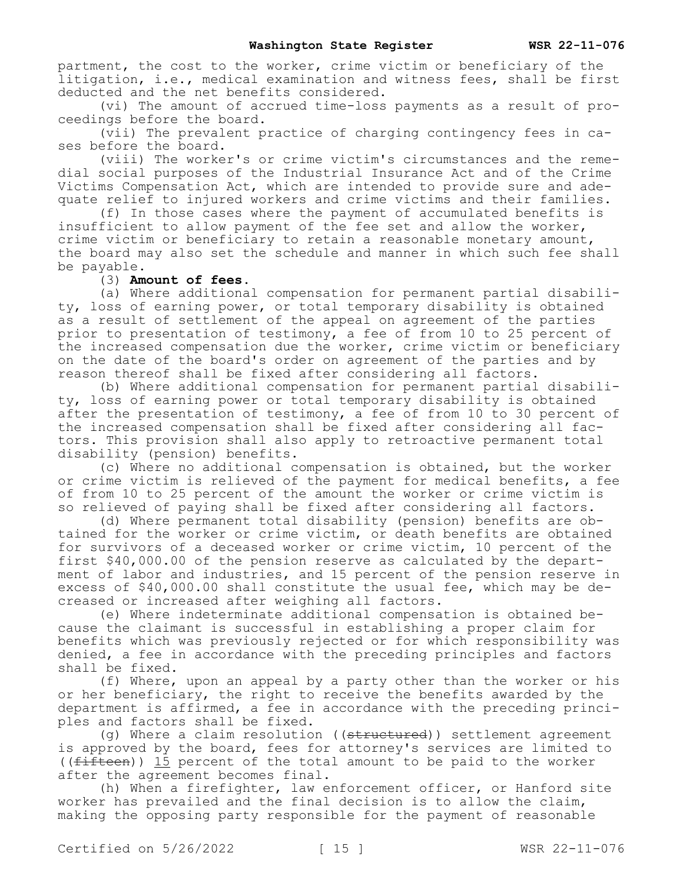partment, the cost to the worker, crime victim or beneficiary of the litigation, i.e., medical examination and witness fees, shall be first deducted and the net benefits considered.

(vi) The amount of accrued time-loss payments as a result of proceedings before the board.

(vii) The prevalent practice of charging contingency fees in cases before the board.

(viii) The worker's or crime victim's circumstances and the remedial social purposes of the Industrial Insurance Act and of the Crime Victims Compensation Act, which are intended to provide sure and adequate relief to injured workers and crime victims and their families.

(f) In those cases where the payment of accumulated benefits is insufficient to allow payment of the fee set and allow the worker, crime victim or beneficiary to retain a reasonable monetary amount, the board may also set the schedule and manner in which such fee shall be payable.

(3) **Amount of fees.**

(a) Where additional compensation for permanent partial disability, loss of earning power, or total temporary disability is obtained as a result of settlement of the appeal on agreement of the parties prior to presentation of testimony, a fee of from 10 to 25 percent of the increased compensation due the worker, crime victim or beneficiary on the date of the board's order on agreement of the parties and by reason thereof shall be fixed after considering all factors.

(b) Where additional compensation for permanent partial disability, loss of earning power or total temporary disability is obtained after the presentation of testimony, a fee of from 10 to 30 percent of the increased compensation shall be fixed after considering all factors. This provision shall also apply to retroactive permanent total disability (pension) benefits.

(c) Where no additional compensation is obtained, but the worker or crime victim is relieved of the payment for medical benefits, a fee of from 10 to 25 percent of the amount the worker or crime victim is so relieved of paying shall be fixed after considering all factors.

(d) Where permanent total disability (pension) benefits are obtained for the worker or crime victim, or death benefits are obtained for survivors of a deceased worker or crime victim, 10 percent of the first $40,000.00 of the pension reserve as calculated by the department of labor and industries, and 15 percent of the pension reserve in excess of $40,000.00 shall constitute the usual fee, which may be decreased or increased after weighing all factors.

(e) Where indeterminate additional compensation is obtained because the claimant is successful in establishing a proper claim for benefits which was previously rejected or for which responsibility was denied, a fee in accordance with the preceding principles and factors shall be fixed.

(f) Where, upon an appeal by a party other than the worker or his or her beneficiary, the right to receive the benefits awarded by the department is affirmed, a fee in accordance with the preceding principles and factors shall be fixed.

(g) Where a claim resolution ((~~structured~~)) settlement agreement is approved by the board, fees for attorney's services are limited to ((~~fifteen~~)) <u>15</u> percent of the total amount to be paid to the worker after the agreement becomes final.

(h) When a firefighter, law enforcement officer, or Hanford site worker has prevailed and the final decision is to allow the claim, making the opposing party responsible for the payment of reasonable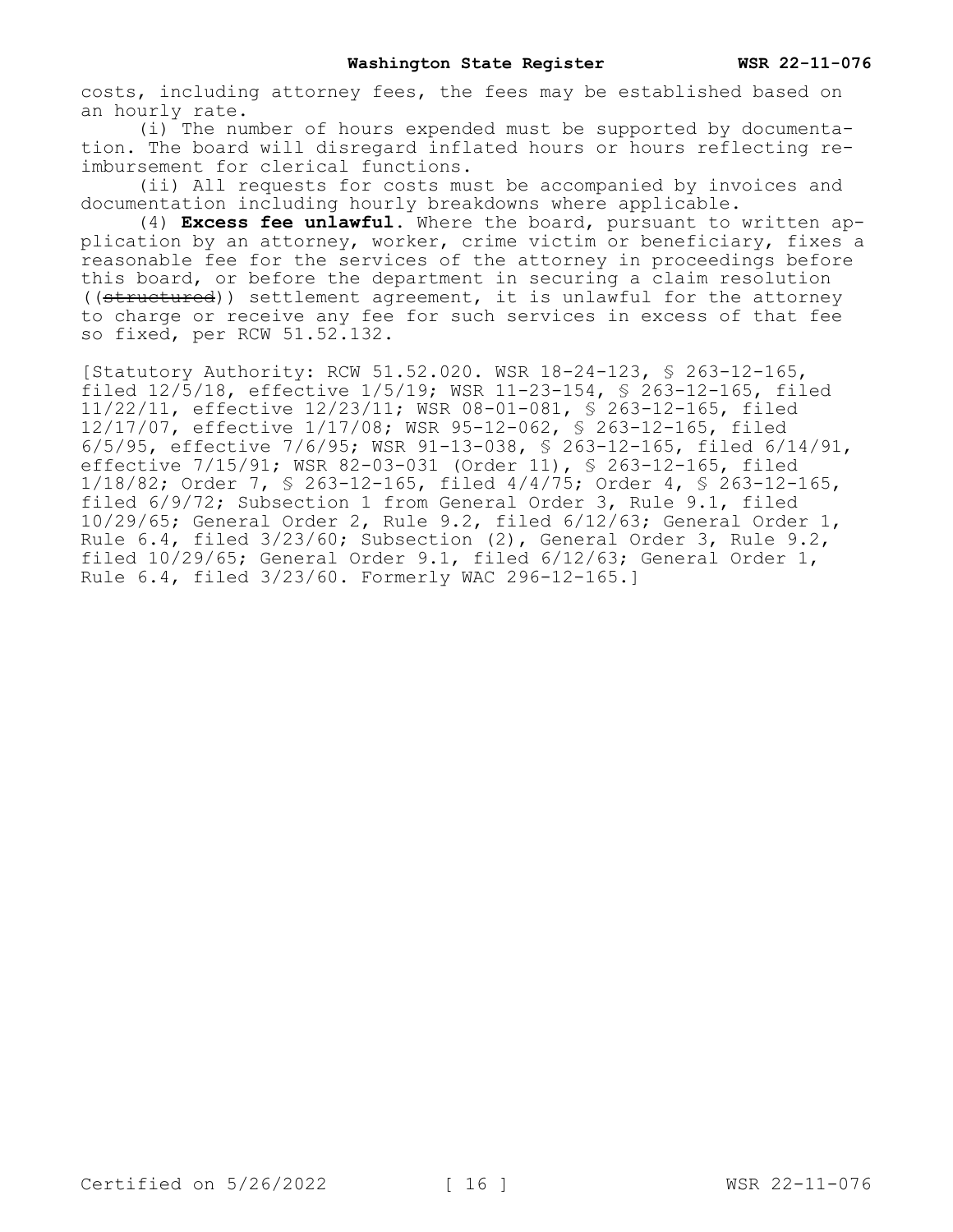costs, including attorney fees, the fees may be established based on an hourly rate.

(i) The number of hours expended must be supported by documentation. The board will disregard inflated hours or hours reflecting reimbursement for clerical functions.

(ii) All requests for costs must be accompanied by invoices and documentation including hourly breakdowns where applicable.

(4) **Excess fee unlawful.** Where the board, pursuant to written application by an attorney, worker, crime victim or beneficiary, fixes a reasonable fee for the services of the attorney in proceedings before this board, or before the department in securing a claim resolution ((~~structured~~)) settlement agreement, it is unlawful for the attorney to charge or receive any fee for such services in excess of that fee so fixed, per RCW 51.52.132.

[Statutory Authority: RCW 51.52.020. WSR 18-24-123, § 263-12-165, filed 12/5/18, effective 1/5/19; WSR 11-23-154, § 263-12-165, filed 11/22/11, effective 12/23/11; WSR 08-01-081, § 263-12-165, filed 12/17/07, effective 1/17/08; WSR 95-12-062, § 263-12-165, filed 6/5/95, effective 7/6/95; WSR 91-13-038, § 263-12-165, filed 6/14/91, effective 7/15/91; WSR 82-03-031 (Order 11), § 263-12-165, filed 1/18/82; Order 7, § 263-12-165, filed 4/4/75; Order 4, § 263-12-165, filed 6/9/72; Subsection 1 from General Order 3, Rule 9.1, filed 10/29/65; General Order 2, Rule 9.2, filed 6/12/63; General Order 1, Rule 6.4, filed 3/23/60; Subsection (2), General Order 3, Rule 9.2, filed 10/29/65; General Order 9.1, filed 6/12/63; General Order 1, Rule 6.4, filed 3/23/60. Formerly WAC 296-12-165.]